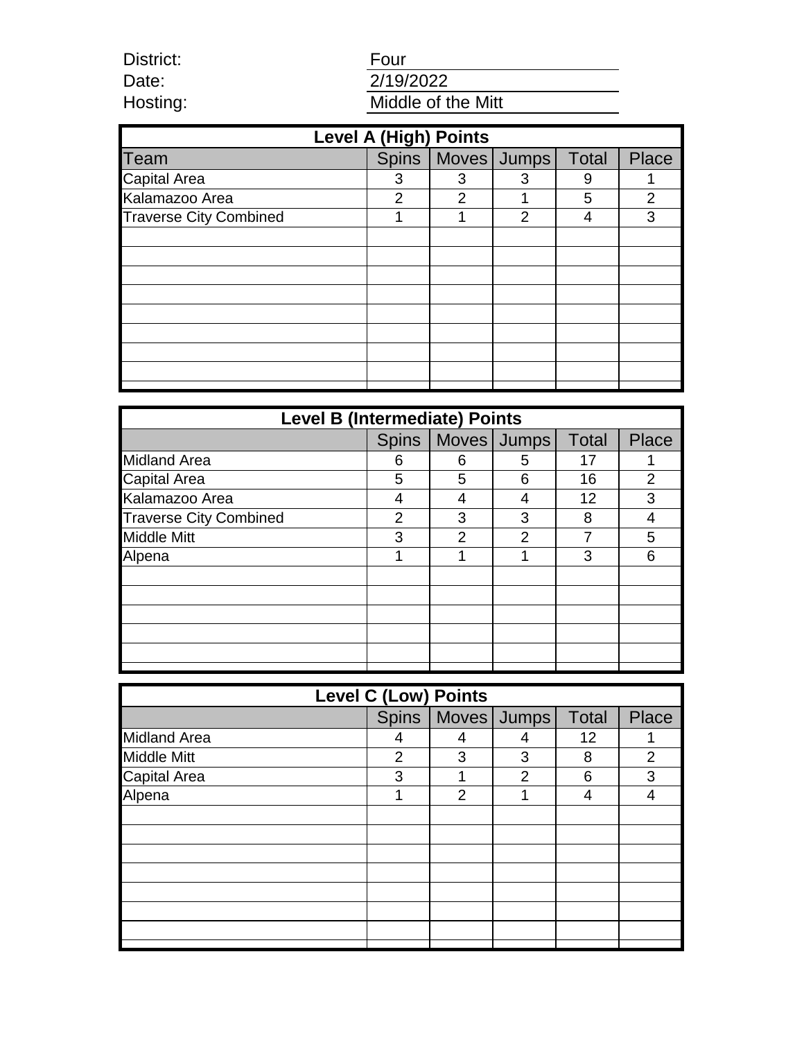District: Four
Date: 2/19/2022
Hosting: Middle of the Mitt

| Level A (High) Points | | | | | |
|---|---|---|---|---|---|
| Team | Spins | Moves | Jumps | Total | Place |
| Capital Area | 3 | 3 | 3 | 9 | 1 |
| Kalamazoo Area | 2 | 2 | 1 | 5 | 2 |
| Traverse City Combined | 1 | 1 | 2 | 4 | 3 |

| Level B (Intermediate) Points | | | | | |
|---|---|---|---|---|---|
| | Spins | Moves | Jumps | Total | Place |
| Midland Area | 6 | 6 | 5 | 17 | 1 |
| Capital Area | 5 | 5 | 6 | 16 | 2 |
| Kalamazoo Area | 4 | 4 | 4 | 12 | 3 |
| Traverse City Combined | 2 | 3 | 3 | 8 | 4 |
| Middle Mitt | 3 | 2 | 2 | 7 | 5 |
| Alpena | 1 | 1 | 1 | 3 | 6 |

| Level C (Low) Points | | | | | |
|---|---|---|---|---|---|
| | Spins | Moves | Jumps | Total | Place |
| Midland Area | 4 | 4 | 4 | 12 | 1 |
| Middle Mitt | 2 | 3 | 3 | 8 | 2 |
| Capital Area | 3 | 1 | 2 | 6 | 3 |
| Alpena | 1 | 2 | 1 | 4 | 4 |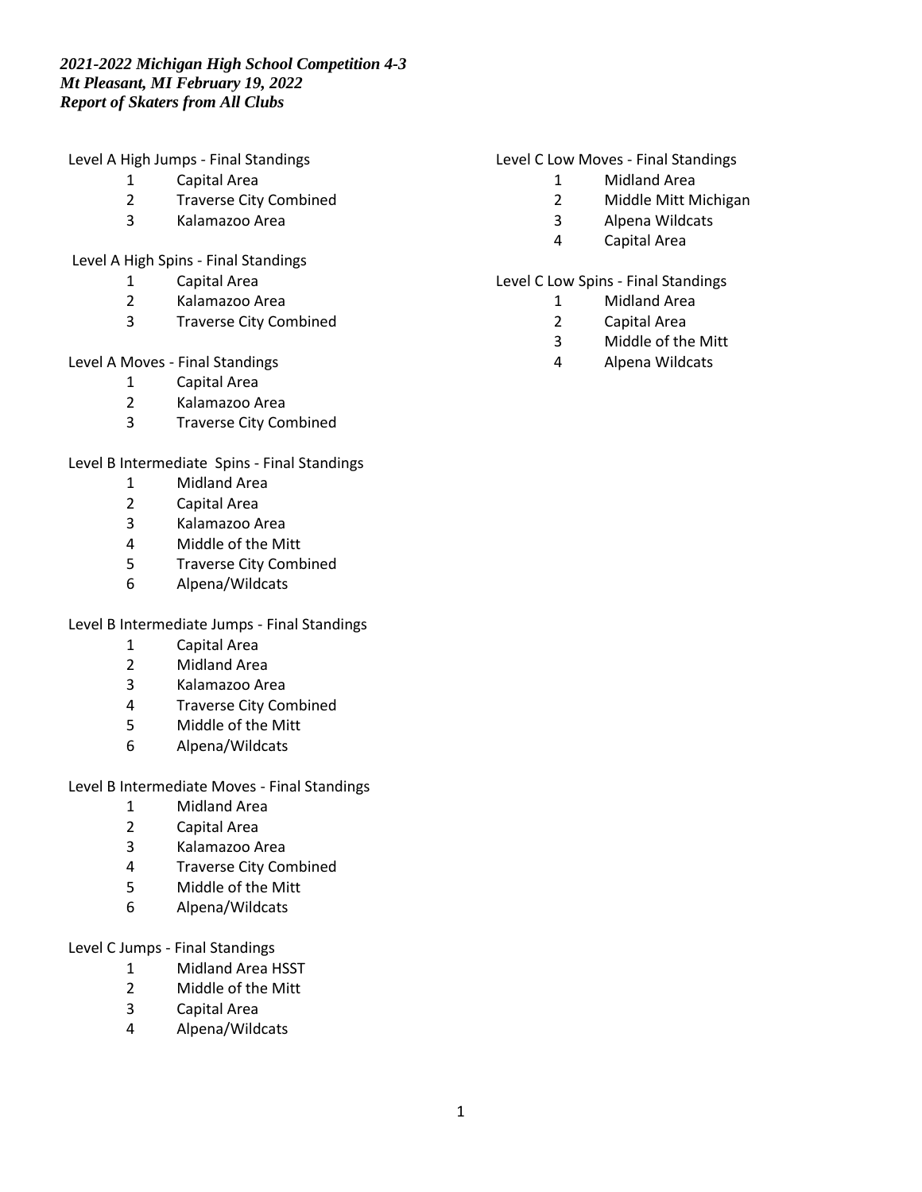***2021-2022 Michigan High School Competition 4-3***
***Mt Pleasant, MI February 19, 2022***
***Report of Skaters from All Clubs***

Level A High Jumps - Final Standings

1 Capital Area
2 Traverse City Combined
3 Kalamazoo Area

Level A High Spins - Final Standings

1 Capital Area
2 Kalamazoo Area
3 Traverse City Combined

Level A Moves - Final Standings

1 Capital Area
2 Kalamazoo Area
3 Traverse City Combined

Level B Intermediate Spins - Final Standings

1 Midland Area
2 Capital Area
3 Kalamazoo Area
4 Middle of the Mitt
5 Traverse City Combined
6 Alpena/Wildcats

Level B Intermediate Jumps - Final Standings

1 Capital Area
2 Midland Area
3 Kalamazoo Area
4 Traverse City Combined
5 Middle of the Mitt
6 Alpena/Wildcats

Level B Intermediate Moves - Final Standings

1 Midland Area
2 Capital Area
3 Kalamazoo Area
4 Traverse City Combined
5 Middle of the Mitt
6 Alpena/Wildcats

Level C Jumps - Final Standings

1 Midland Area HSST
2 Middle of the Mitt
3 Capital Area
4 Alpena/Wildcats

Level C Low Moves - Final Standings

1 Midland Area
2 Middle Mitt Michigan
3 Alpena Wildcats
4 Capital Area

Level C Low Spins - Final Standings

1 Midland Area
2 Capital Area
3 Middle of the Mitt
4 Alpena Wildcats